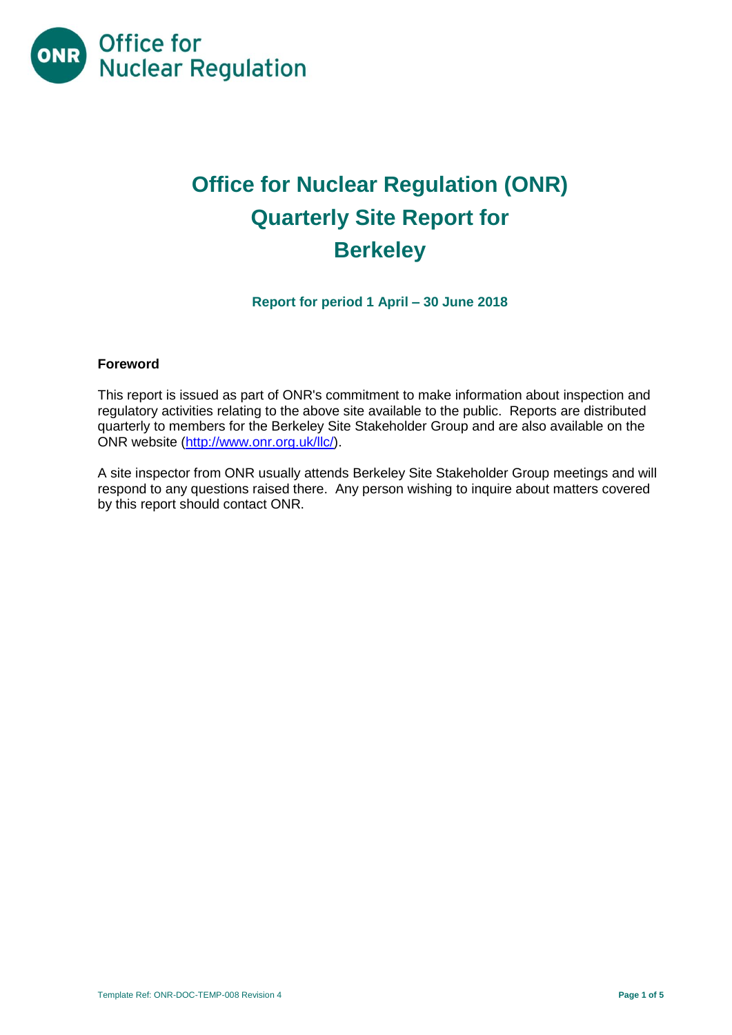# Office for Nuclear Regulation (ONR) Quarterly Site Report for Berkeley

**Report for period 1 April – 30 June 2018**

**Foreword**

This report is issued as part of ONR's commitment to make information about inspection and regulatory activities relating to the above site available to the public. Reports are distributed quarterly to members for the Berkeley Site Stakeholder Group and are also available on the ONR website (http://www.onr.org.uk/llc/).

A site inspector from ONR usually attends Berkeley Site Stakeholder Group meetings and will respond to any questions raised there. Any person wishing to inquire about matters covered by this report should contact ONR.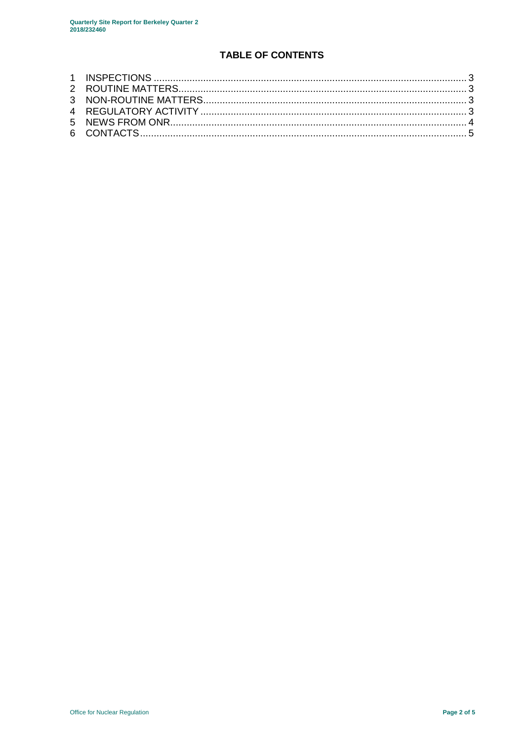## TABLE OF CONTENTS

1 INSPECTIONS ........................................................................................................ 3
2 ROUTINE MATTERS................................................................................................ 3
3 NON-ROUTINE MATTERS........................................................................................ 3
4 REGULATORY ACTIVITY ........................................................................................ 3
5 NEWS FROM ONR................................................................................................... 4
6 CONTACTS.............................................................................................................. 5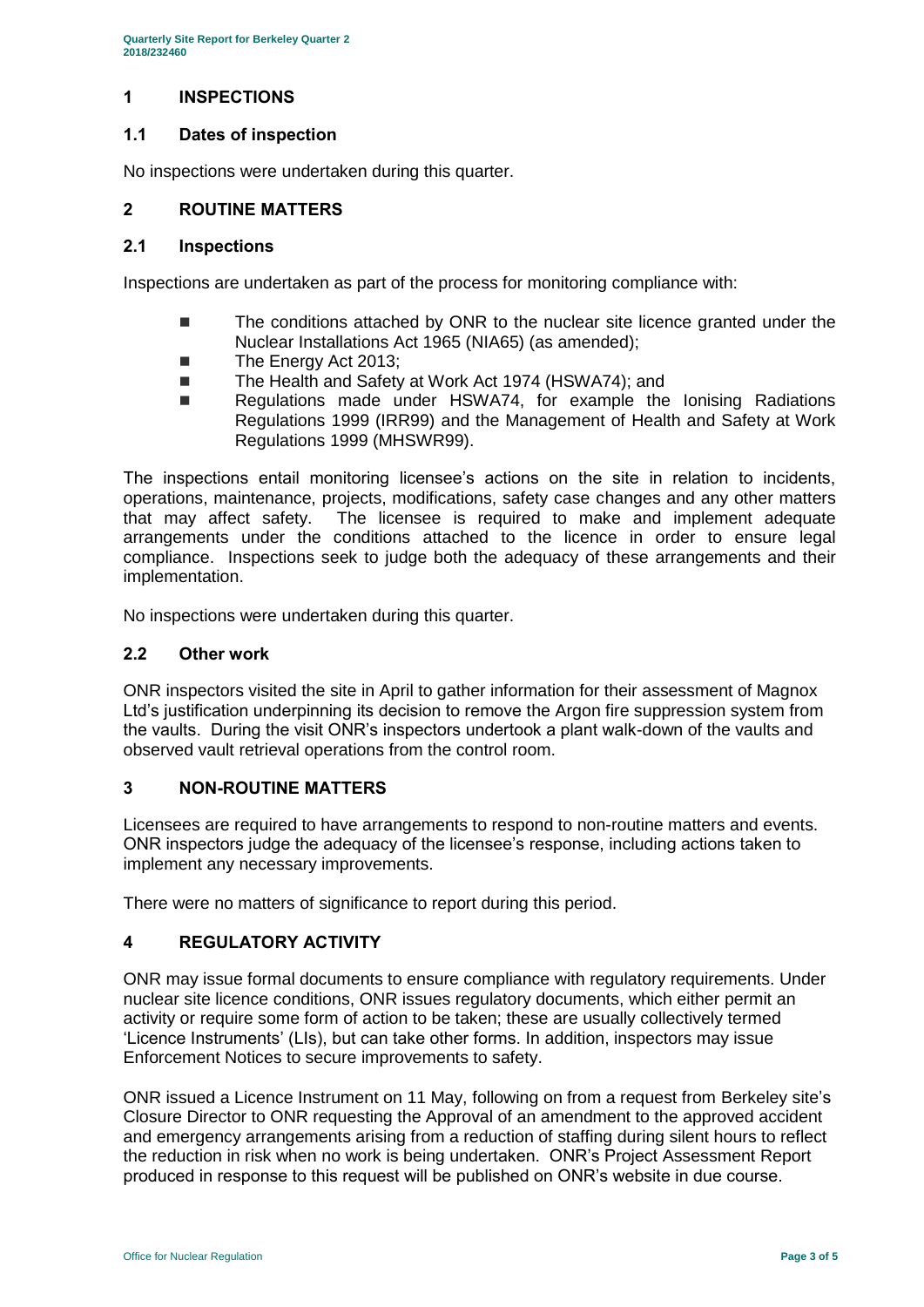## 1 INSPECTIONS

### 1.1 Dates of inspection

No inspections were undertaken during this quarter.

## 2 ROUTINE MATTERS

### 2.1 Inspections

Inspections are undertaken as part of the process for monitoring compliance with:

- The conditions attached by ONR to the nuclear site licence granted under the Nuclear Installations Act 1965 (NIA65) (as amended);
- The Energy Act 2013;
- The Health and Safety at Work Act 1974 (HSWA74); and
- Regulations made under HSWA74, for example the Ionising Radiations Regulations 1999 (IRR99) and the Management of Health and Safety at Work Regulations 1999 (MHSWR99).

The inspections entail monitoring licensee's actions on the site in relation to incidents, operations, maintenance, projects, modifications, safety case changes and any other matters that may affect safety. The licensee is required to make and implement adequate arrangements under the conditions attached to the licence in order to ensure legal compliance. Inspections seek to judge both the adequacy of these arrangements and their implementation.

No inspections were undertaken during this quarter.

### 2.2 Other work

ONR inspectors visited the site in April to gather information for their assessment of Magnox Ltd's justification underpinning its decision to remove the Argon fire suppression system from the vaults. During the visit ONR's inspectors undertook a plant walk-down of the vaults and observed vault retrieval operations from the control room.

## 3 NON-ROUTINE MATTERS

Licensees are required to have arrangements to respond to non-routine matters and events. ONR inspectors judge the adequacy of the licensee's response, including actions taken to implement any necessary improvements.

There were no matters of significance to report during this period.

## 4 REGULATORY ACTIVITY

ONR may issue formal documents to ensure compliance with regulatory requirements. Under nuclear site licence conditions, ONR issues regulatory documents, which either permit an activity or require some form of action to be taken; these are usually collectively termed 'Licence Instruments' (LIs), but can take other forms. In addition, inspectors may issue Enforcement Notices to secure improvements to safety.

ONR issued a Licence Instrument on 11 May, following on from a request from Berkeley site's Closure Director to ONR requesting the Approval of an amendment to the approved accident and emergency arrangements arising from a reduction of staffing during silent hours to reflect the reduction in risk when no work is being undertaken. ONR's Project Assessment Report produced in response to this request will be published on ONR's website in due course.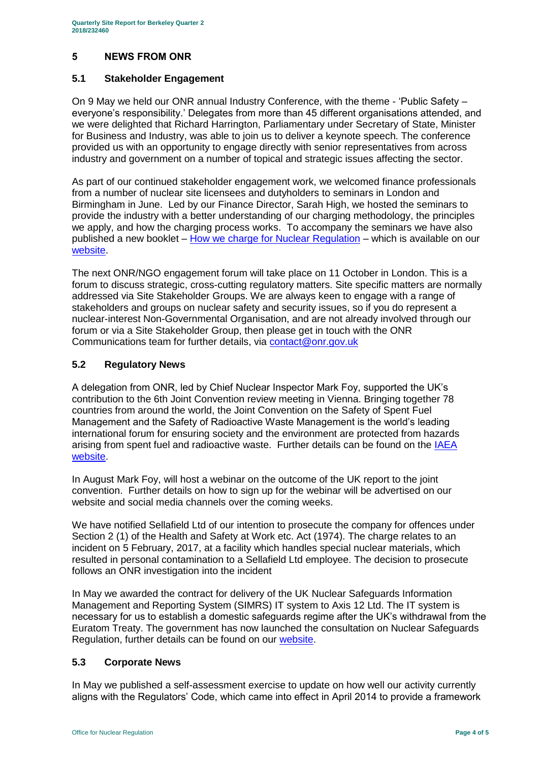## 5 NEWS FROM ONR

### 5.1 Stakeholder Engagement

On 9 May we held our ONR annual Industry Conference, with the theme - 'Public Safety – everyone's responsibility.' Delegates from more than 45 different organisations attended, and we were delighted that Richard Harrington, Parliamentary under Secretary of State, Minister for Business and Industry, was able to join us to deliver a keynote speech. The conference provided us with an opportunity to engage directly with senior representatives from across industry and government on a number of topical and strategic issues affecting the sector.

As part of our continued stakeholder engagement work, we welcomed finance professionals from a number of nuclear site licensees and dutyholders to seminars in London and Birmingham in June. Led by our Finance Director, Sarah High, we hosted the seminars to provide the industry with a better understanding of our charging methodology, the principles we apply, and how the charging process works. To accompany the seminars we have also published a new booklet – How we charge for Nuclear Regulation – which is available on our website.

The next ONR/NGO engagement forum will take place on 11 October in London. This is a forum to discuss strategic, cross-cutting regulatory matters. Site specific matters are normally addressed via Site Stakeholder Groups. We are always keen to engage with a range of stakeholders and groups on nuclear safety and security issues, so if you do represent a nuclear-interest Non-Governmental Organisation, and are not already involved through our forum or via a Site Stakeholder Group, then please get in touch with the ONR Communications team for further details, via contact@onr.gov.uk

### 5.2 Regulatory News

A delegation from ONR, led by Chief Nuclear Inspector Mark Foy, supported the UK's contribution to the 6th Joint Convention review meeting in Vienna. Bringing together 78 countries from around the world, the Joint Convention on the Safety of Spent Fuel Management and the Safety of Radioactive Waste Management is the world's leading international forum for ensuring society and the environment are protected from hazards arising from spent fuel and radioactive waste. Further details can be found on the IAEA website.

In August Mark Foy, will host a webinar on the outcome of the UK report to the joint convention. Further details on how to sign up for the webinar will be advertised on our website and social media channels over the coming weeks.

We have notified Sellafield Ltd of our intention to prosecute the company for offences under Section 2 (1) of the Health and Safety at Work etc. Act (1974). The charge relates to an incident on 5 February, 2017, at a facility which handles special nuclear materials, which resulted in personal contamination to a Sellafield Ltd employee. The decision to prosecute follows an ONR investigation into the incident

In May we awarded the contract for delivery of the UK Nuclear Safeguards Information Management and Reporting System (SIMRS) IT system to Axis 12 Ltd. The IT system is necessary for us to establish a domestic safeguards regime after the UK's withdrawal from the Euratom Treaty. The government has now launched the consultation on Nuclear Safeguards Regulation, further details can be found on our website.

### 5.3 Corporate News

In May we published a self-assessment exercise to update on how well our activity currently aligns with the Regulators' Code, which came into effect in April 2014 to provide a framework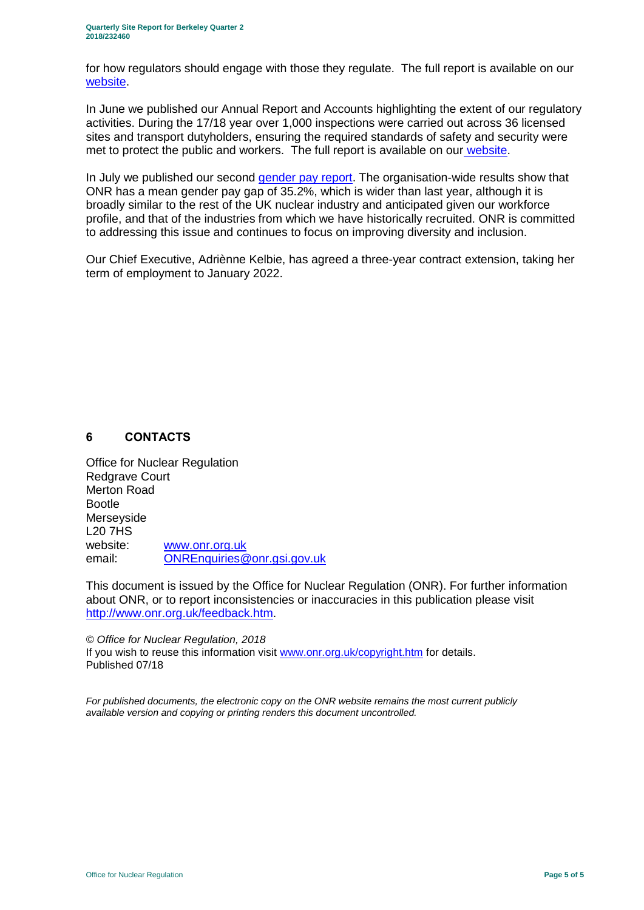for how regulators should engage with those they regulate. The full report is available on our website.

In June we published our Annual Report and Accounts highlighting the extent of our regulatory activities. During the 17/18 year over 1,000 inspections were carried out across 36 licensed sites and transport dutyholders, ensuring the required standards of safety and security were met to protect the public and workers. The full report is available on our website.

In July we published our second gender pay report. The organisation-wide results show that ONR has a mean gender pay gap of 35.2%, which is wider than last year, although it is broadly similar to the rest of the UK nuclear industry and anticipated given our workforce profile, and that of the industries from which we have historically recruited. ONR is committed to addressing this issue and continues to focus on improving diversity and inclusion.

Our Chief Executive, Adriènne Kelbie, has agreed a three-year contract extension, taking her term of employment to January 2022.

## 6 CONTACTS

Office for Nuclear Regulation
Redgrave Court
Merton Road
Bootle
Merseyside
L20 7HS
website: www.onr.org.uk
email: ONREnquiries@onr.gsi.gov.uk

This document is issued by the Office for Nuclear Regulation (ONR). For further information about ONR, or to report inconsistencies or inaccuracies in this publication please visit http://www.onr.org.uk/feedback.htm.

*© Office for Nuclear Regulation, 2018*
If you wish to reuse this information visit www.onr.org.uk/copyright.htm for details.
Published 07/18

*For published documents, the electronic copy on the ONR website remains the most current publicly available version and copying or printing renders this document uncontrolled.*